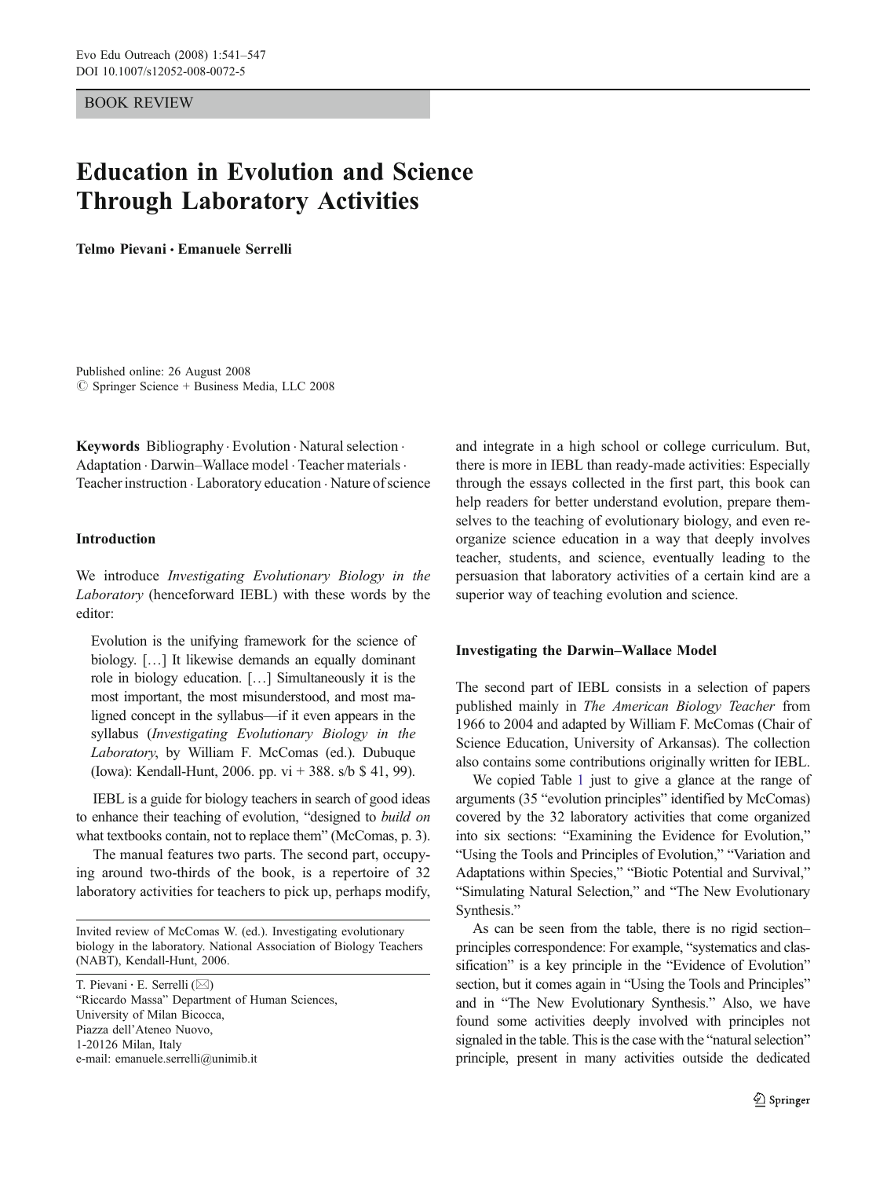BOOK REVIEW

# Education in Evolution and Science Through Laboratory Activities

**Telmo Pievani · Emanuele Serrelli**

Published online: 26 August 2008
© Springer Science + Business Media, LLC 2008

**Keywords** Bibliography · Evolution · Natural selection · Adaptation · Darwin–Wallace model · Teacher materials · Teacher instruction · Laboratory education · Nature of science

## Introduction

We introduce *Investigating Evolutionary Biology in the Laboratory* (henceforward IEBL) with these words by the editor:

> Evolution is the unifying framework for the science of biology. […] It likewise demands an equally dominant role in biology education. […] Simultaneously it is the most important, the most misunderstood, and most maligned concept in the syllabus—if it even appears in the syllabus (*Investigating Evolutionary Biology in the Laboratory*, by William F. McComas (ed.). Dubuque (Iowa): Kendall-Hunt, 2006. pp. vi + 388. s/b $ 41, 99).

IEBL is a guide for biology teachers in search of good ideas to enhance their teaching of evolution, "designed to *build on* what textbooks contain, not to replace them" (McComas, p. 3).

The manual features two parts. The second part, occupying around two-thirds of the book, is a repertoire of 32 laboratory activities for teachers to pick up, perhaps modify, and integrate in a high school or college curriculum. But, there is more in IEBL than ready-made activities: Especially through the essays collected in the first part, this book can help readers for better understand evolution, prepare themselves to the teaching of evolutionary biology, and even reorganize science education in a way that deeply involves teacher, students, and science, eventually leading to the persuasion that laboratory activities of a certain kind are a superior way of teaching evolution and science.

## Investigating the Darwin–Wallace Model

The second part of IEBL consists in a selection of papers published mainly in *The American Biology Teacher* from 1966 to 2004 and adapted by William F. McComas (Chair of Science Education, University of Arkansas). The collection also contains some contributions originally written for IEBL.

We copied Table 1 just to give a glance at the range of arguments (35 "evolution principles" identified by McComas) covered by the 32 laboratory activities that come organized into six sections: "Examining the Evidence for Evolution," "Using the Tools and Principles of Evolution," "Variation and Adaptations within Species," "Biotic Potential and Survival," "Simulating Natural Selection," and "The New Evolutionary Synthesis."

As can be seen from the table, there is no rigid section–principles correspondence: For example, "systematics and classification" is a key principle in the "Evidence of Evolution" section, but it comes again in "Using the Tools and Principles" and in "The New Evolutionary Synthesis." Also, we have found some activities deeply involved with principles not signaled in the table. This is the case with the "natural selection" principle, present in many activities outside the dedicated

---

Invited review of McComas W. (ed.). Investigating evolutionary biology in the laboratory. National Association of Biology Teachers (NABT), Kendall-Hunt, 2006.

T. Pievani · E. Serrelli (✉)
"Riccardo Massa" Department of Human Sciences,
University of Milan Bicocca,
Piazza dell'Ateneo Nuovo,
1-20126 Milan, Italy
e-mail: emanuele.serrelli@unimib.it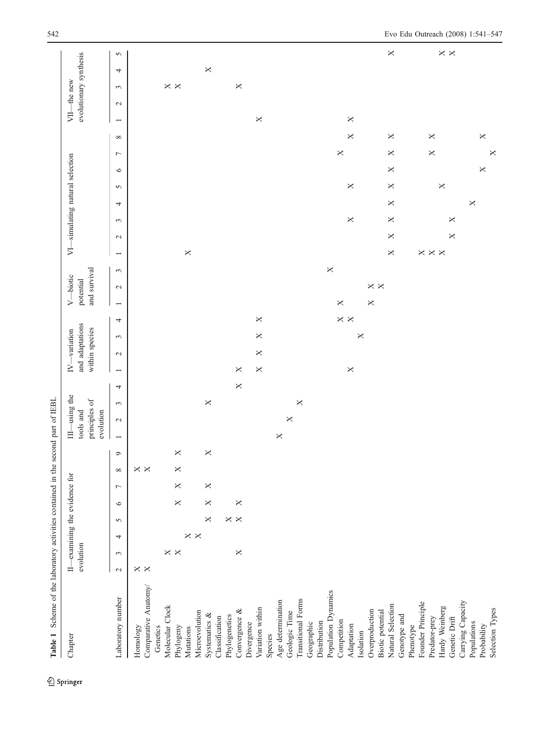**Table 1** Scheme of the laboratory activities contained in the second part of IEBL

| Chapter | II—examining the evidence for evolution | | | | | | | | III—using the tools and principles of evolution | | | | IV—variation and adaptations within species | | | | V—biotic potential and survival | | | VI—simulating natural selection | | | | | | | | VII—the new evolutionary synthesis | | | | |
|---|---|---|---|---|---|---|---|---|---|---|---|---|---|---|---|---|---|---|---|---|---|---|---|---|---|---|---|---|---|---|---|---|
| Laboratory number | 2 | 3 | 4 | 5 | 6 | 7 | 8 | 9 | 1 | 2 | 3 | 4 | 1 | 2 | 3 | 4 | 1 | 2 | 3 | 1 | 2 | 3 | 4 | 5 | 6 | 7 | 8 | 1 | 2 | 3 | 4 | 5 |
| Homology | X | | | | | | X | | | | | | | | | | | | | | | | | | | | | | | | | |
| Comparative Anatomy/ Genetics | X | | | | | | X | | | | | | | | | | | | | | | | | | | | | | | | | |
| Molecular Clock | | X | | | | | | | | | | | | | | | | | | | | | | | | | | | | X | | |
| Phylogeny | | X | | | X | X | X | X | | | | | | | | | | | | | | | | | | | | | | X | | |
| Mutations | | | X | | | | | | | | | | | | | | | | | X | | | | | | | | | | | | |
| Microevolution | | | X | | | | | | | | | | | | | | | | | | | | | | | | | | | | | |
| Systematics & Classification | | | | X | X | X | | X | | | X | | | | | | | | | | | | | | | | | | | | X | |
| Phylogenetics | | | | X | | | | | | | | | | | | | | | | | | | | | | | | | | | | |
| Convergence & Divergence | | X | | X | X | | | | | | | X | X | | | | | | | | | | | | | | | | | X | | |
| Variation within Species | | | | | | | | | | | | | X | X | X | X | | | | | | | | | | | | X | | | | |
| Age determination | | | | | | | | | X | | | | | | | | | | | | | | | | | | | | | | | |
| Geologic Time | | | | | | | | | | X | | | | | | | | | | | | | | | | | | | | | | |
| Transitional Forms | | | | | | | | | | | X | | | | | | | | | | | | | | | | | | | | | |
| Geographic Distribution | | | | | | | | | | | | | | | | | | | | | | | | | | | | | | | | |
| Population Dynamics | | | | | | | | | | | | | | | | | | | X | | | | | | | | | | | | | |
| Competition | | | | | | | | | | | | | | | | X | X | | | | | | | | | X | | | | | | |
| Adaptation | | | | | | | | | | | | | X | | | X | | | | | | X | | X | | | X | X | | | | |
| Isolation | | | | | | | | | | | | | | | X | | | | | | | | | | | | | | | | | |
| Overproduction | | | | | | | | | | | | | | | | | X | X | | | | | | | | | | | | | | |
| Biotic potential | | | | | | | | | | | | | | | | | | X | | | | | | | | | | | | | | |
| Natural Selection | | | | | | | | | | | | | | | | | | | | X | X | X | X | X | X | X | X | | | | | X |
| Genotype and Phenotype | | | | | | | | | | | | | | | | | | | | | | | | | | | | | | | | |
| Founder Principle | | | | | | | | | | | | | | | | | | | | X | | | | | | | | | | | | |
| Predator-prey | | | | | | | | | | | | | | | | | | | | X | | | | | | X | X | | | | | |
| Hardy Weinberg | | | | | | | | | | | | | | | | | | | | X | | | | X | | | | | | | | X |
| Genetic Drift | | | | | | | | | | | | | | | | | | | | | X | X | | | | | | | | | | X |
| Carrying Capacity | | | | | | | | | | | | | | | | | | | | | | | X | | | | | | | | | |
| Populations | | | | | | | | | | | | | | | | | | | | | | | | | | | | | | | | |
| Probability | | | | | | | | | | | | | | | | | | | | | | | | | X | | X | | | | | |
| Selection Types | | | | | | | | | | | | | | | | | | | | | | | | | | X | | | | | | |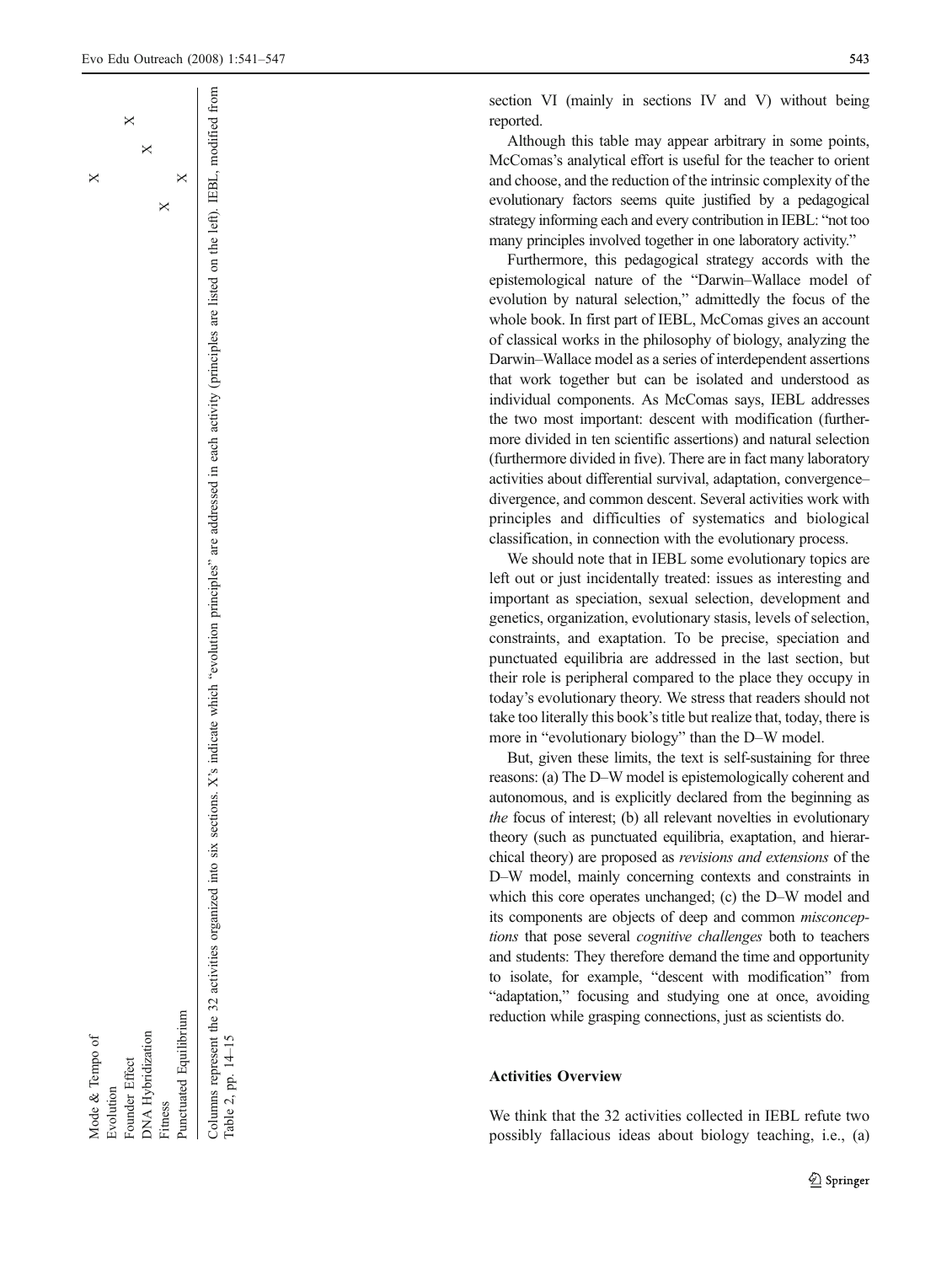| | | | | |
|---|---|---|---|---|
| Mode & Tempo of Evolution | | X | | |
| Founder Effect | | | | X |
| DNA Hybridization | | | X | |
| Fitness | X | | | |
| Punctuated Equilibrium | | X | | |

Columns represent the 32 activities organized into six sections. X's indicate which "evolution principles" are addressed in each activity (principles are listed on the left). IEBL, modified from Table 2, pp. 14–15

section VI (mainly in sections IV and V) without being reported.

Although this table may appear arbitrary in some points, McComas's analytical effort is useful for the teacher to orient and choose, and the reduction of the intrinsic complexity of the evolutionary factors seems quite justified by a pedagogical strategy informing each and every contribution in IEBL: "not too many principles involved together in one laboratory activity."

Furthermore, this pedagogical strategy accords with the epistemological nature of the "Darwin–Wallace model of evolution by natural selection," admittedly the focus of the whole book. In first part of IEBL, McComas gives an account of classical works in the philosophy of biology, analyzing the Darwin–Wallace model as a series of interdependent assertions that work together but can be isolated and understood as individual components. As McComas says, IEBL addresses the two most important: descent with modification (furthermore divided in ten scientific assertions) and natural selection (furthermore divided in five). There are in fact many laboratory activities about differential survival, adaptation, convergence–divergence, and common descent. Several activities work with principles and difficulties of systematics and biological classification, in connection with the evolutionary process.

We should note that in IEBL some evolutionary topics are left out or just incidentally treated: issues as interesting and important as speciation, sexual selection, development and genetics, organization, evolutionary stasis, levels of selection, constraints, and exaptation. To be precise, speciation and punctuated equilibria are addressed in the last section, but their role is peripheral compared to the place they occupy in today's evolutionary theory. We stress that readers should not take too literally this book's title but realize that, today, there is more in "evolutionary biology" than the D–W model.

But, given these limits, the text is self-sustaining for three reasons: (a) The D–W model is epistemologically coherent and autonomous, and is explicitly declared from the beginning as *the* focus of interest; (b) all relevant novelties in evolutionary theory (such as punctuated equilibria, exaptation, and hierarchical theory) are proposed as *revisions and extensions* of the D–W model, mainly concerning contexts and constraints in which this core operates unchanged; (c) the D–W model and its components are objects of deep and common *misconceptions* that pose several *cognitive challenges* both to teachers and students: They therefore demand the time and opportunity to isolate, for example, "descent with modification" from "adaptation," focusing and studying one at once, avoiding reduction while grasping connections, just as scientists do.

## Activities Overview

We think that the 32 activities collected in IEBL refute two possibly fallacious ideas about biology teaching, i.e., (a)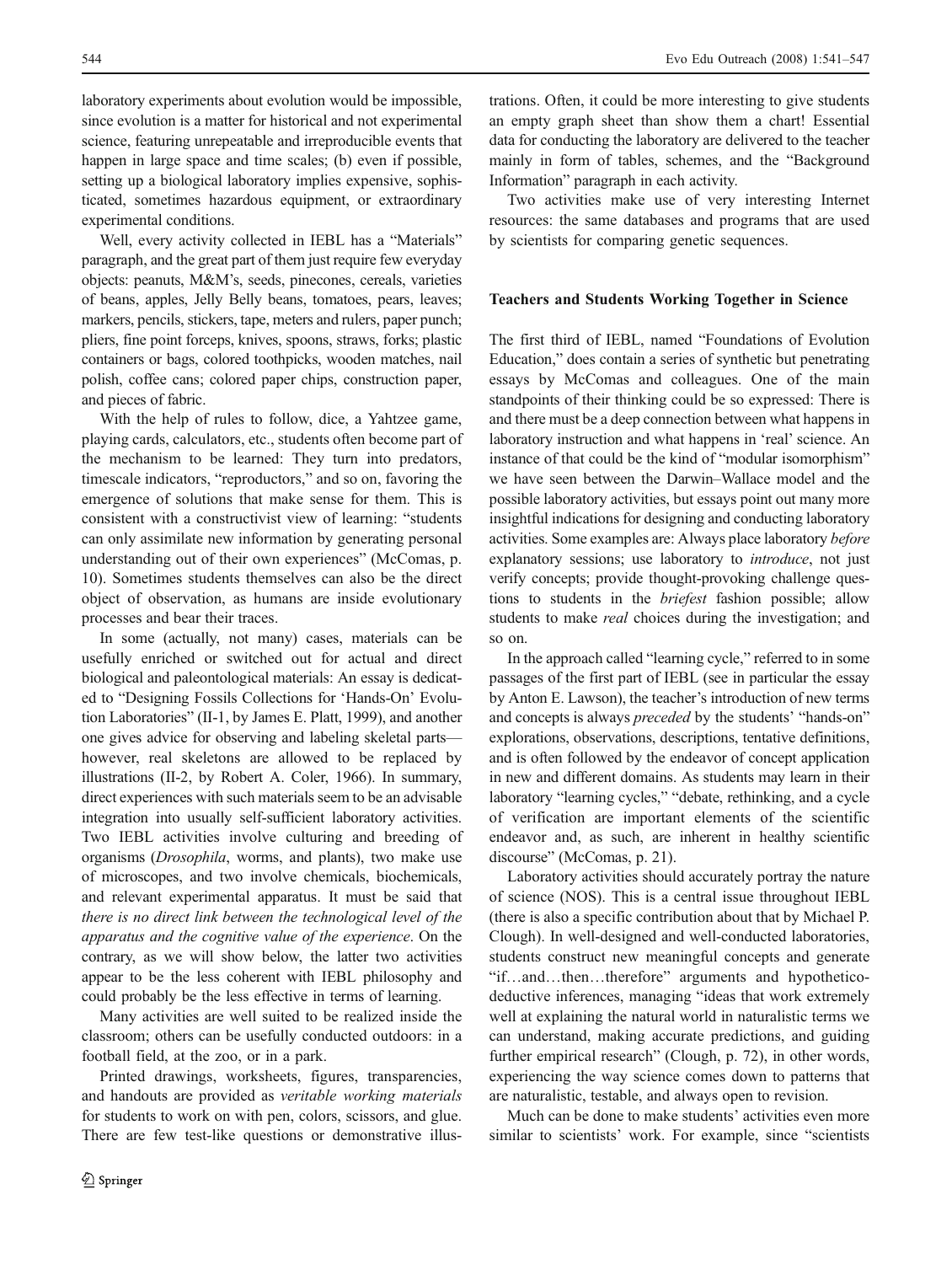laboratory experiments about evolution would be impossible, since evolution is a matter for historical and not experimental science, featuring unrepeatable and irreproducible events that happen in large space and time scales; (b) even if possible, setting up a biological laboratory implies expensive, sophisticated, sometimes hazardous equipment, or extraordinary experimental conditions.

Well, every activity collected in IEBL has a "Materials" paragraph, and the great part of them just require few everyday objects: peanuts, M&M's, seeds, pinecones, cereals, varieties of beans, apples, Jelly Belly beans, tomatoes, pears, leaves; markers, pencils, stickers, tape, meters and rulers, paper punch; pliers, fine point forceps, knives, spoons, straws, forks; plastic containers or bags, colored toothpicks, wooden matches, nail polish, coffee cans; colored paper chips, construction paper, and pieces of fabric.

With the help of rules to follow, dice, a Yahtzee game, playing cards, calculators, etc., students often become part of the mechanism to be learned: They turn into predators, timescale indicators, "reproductors," and so on, favoring the emergence of solutions that make sense for them. This is consistent with a constructivist view of learning: "students can only assimilate new information by generating personal understanding out of their own experiences" (McComas, p. 10). Sometimes students themselves can also be the direct object of observation, as humans are inside evolutionary processes and bear their traces.

In some (actually, not many) cases, materials can be usefully enriched or switched out for actual and direct biological and paleontological materials: An essay is dedicated to "Designing Fossils Collections for 'Hands-On' Evolution Laboratories" (II-1, by James E. Platt, 1999), and another one gives advice for observing and labeling skeletal parts—however, real skeletons are allowed to be replaced by illustrations (II-2, by Robert A. Coler, 1966). In summary, direct experiences with such materials seem to be an advisable integration into usually self-sufficient laboratory activities. Two IEBL activities involve culturing and breeding of organisms (*Drosophila*, worms, and plants), two make use of microscopes, and two involve chemicals, biochemicals, and relevant experimental apparatus. It must be said that *there is no direct link between the technological level of the apparatus and the cognitive value of the experience*. On the contrary, as we will show below, the latter two activities appear to be the less coherent with IEBL philosophy and could probably be the less effective in terms of learning.

Many activities are well suited to be realized inside the classroom; others can be usefully conducted outdoors: in a football field, at the zoo, or in a park.

Printed drawings, worksheets, figures, transparencies, and handouts are provided as *veritable working materials* for students to work on with pen, colors, scissors, and glue. There are few test-like questions or demonstrative illustrations. Often, it could be more interesting to give students an empty graph sheet than show them a chart! Essential data for conducting the laboratory are delivered to the teacher mainly in form of tables, schemes, and the "Background Information" paragraph in each activity.

Two activities make use of very interesting Internet resources: the same databases and programs that are used by scientists for comparing genetic sequences.

## Teachers and Students Working Together in Science

The first third of IEBL, named "Foundations of Evolution Education," does contain a series of synthetic but penetrating essays by McComas and colleagues. One of the main standpoints of their thinking could be so expressed: There is and there must be a deep connection between what happens in laboratory instruction and what happens in 'real' science. An instance of that could be the kind of "modular isomorphism" we have seen between the Darwin–Wallace model and the possible laboratory activities, but essays point out many more insightful indications for designing and conducting laboratory activities. Some examples are: Always place laboratory *before* explanatory sessions; use laboratory to *introduce*, not just verify concepts; provide thought-provoking challenge questions to students in the *briefest* fashion possible; allow students to make *real* choices during the investigation; and so on.

In the approach called "learning cycle," referred to in some passages of the first part of IEBL (see in particular the essay by Anton E. Lawson), the teacher's introduction of new terms and concepts is always *preceded* by the students' "hands-on" explorations, observations, descriptions, tentative definitions, and is often followed by the endeavor of concept application in new and different domains. As students may learn in their laboratory "learning cycles," "debate, rethinking, and a cycle of verification are important elements of the scientific endeavor and, as such, are inherent in healthy scientific discourse" (McComas, p. 21).

Laboratory activities should accurately portray the nature of science (NOS). This is a central issue throughout IEBL (there is also a specific contribution about that by Michael P. Clough). In well-designed and well-conducted laboratories, students construct new meaningful concepts and generate "if…and…then…therefore" arguments and hypothetico-deductive inferences, managing "ideas that work extremely well at explaining the natural world in naturalistic terms we can understand, making accurate predictions, and guiding further empirical research" (Clough, p. 72), in other words, experiencing the way science comes down to patterns that are naturalistic, testable, and always open to revision.

Much can be done to make students' activities even more similar to scientists' work. For example, since "scientists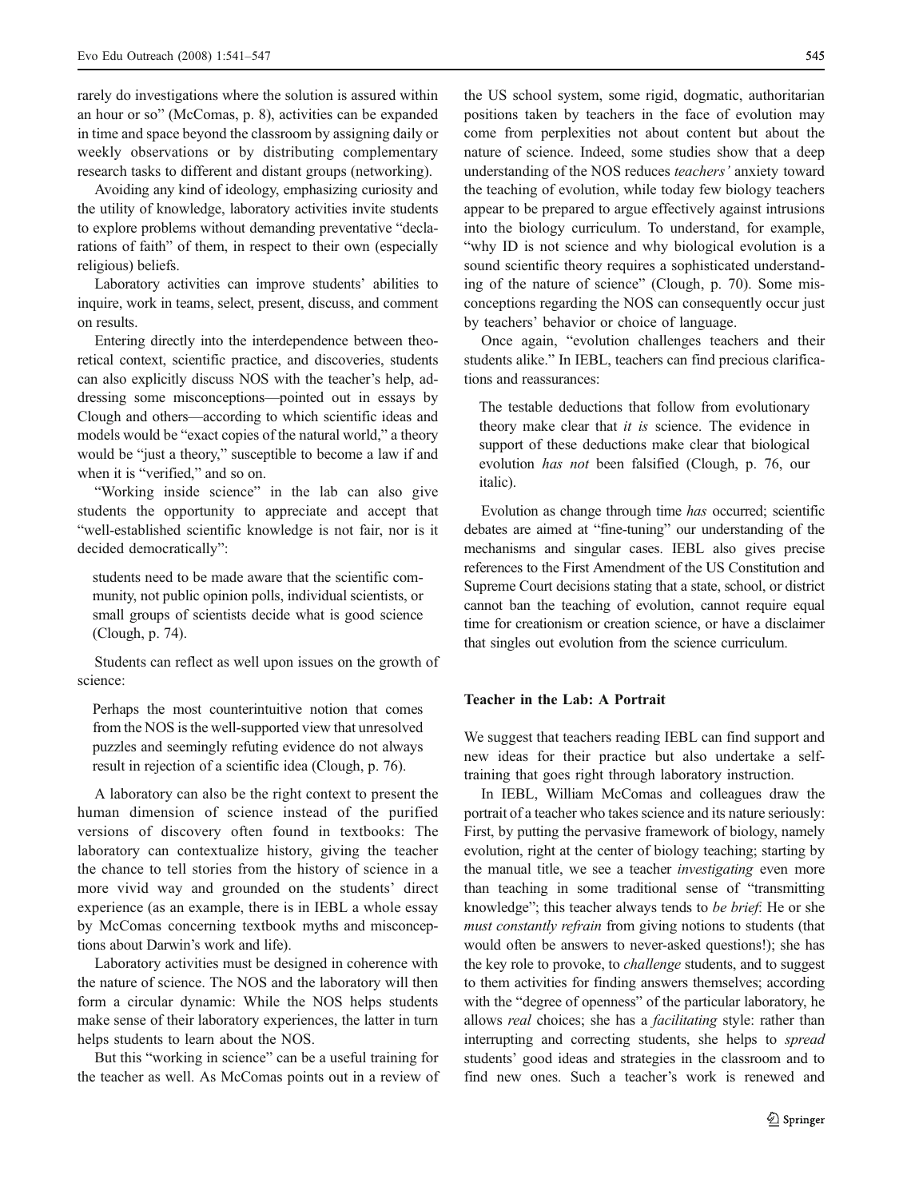rarely do investigations where the solution is assured within an hour or so" (McComas, p. 8), activities can be expanded in time and space beyond the classroom by assigning daily or weekly observations or by distributing complementary research tasks to different and distant groups (networking).

Avoiding any kind of ideology, emphasizing curiosity and the utility of knowledge, laboratory activities invite students to explore problems without demanding preventative "declarations of faith" of them, in respect to their own (especially religious) beliefs.

Laboratory activities can improve students' abilities to inquire, work in teams, select, present, discuss, and comment on results.

Entering directly into the interdependence between theoretical context, scientific practice, and discoveries, students can also explicitly discuss NOS with the teacher's help, addressing some misconceptions—pointed out in essays by Clough and others—according to which scientific ideas and models would be "exact copies of the natural world," a theory would be "just a theory," susceptible to become a law if and when it is "verified," and so on.

"Working inside science" in the lab can also give students the opportunity to appreciate and accept that "well-established scientific knowledge is not fair, nor is it decided democratically":

> students need to be made aware that the scientific community, not public opinion polls, individual scientists, or small groups of scientists decide what is good science (Clough, p. 74).

Students can reflect as well upon issues on the growth of science:

> Perhaps the most counterintuitive notion that comes from the NOS is the well-supported view that unresolved puzzles and seemingly refuting evidence do not always result in rejection of a scientific idea (Clough, p. 76).

A laboratory can also be the right context to present the human dimension of science instead of the purified versions of discovery often found in textbooks: The laboratory can contextualize history, giving the teacher the chance to tell stories from the history of science in a more vivid way and grounded on the students' direct experience (as an example, there is in IEBL a whole essay by McComas concerning textbook myths and misconceptions about Darwin's work and life).

Laboratory activities must be designed in coherence with the nature of science. The NOS and the laboratory will then form a circular dynamic: While the NOS helps students make sense of their laboratory experiences, the latter in turn helps students to learn about the NOS.

But this "working in science" can be a useful training for the teacher as well. As McComas points out in a review of the US school system, some rigid, dogmatic, authoritarian positions taken by teachers in the face of evolution may come from perplexities not about content but about the nature of science. Indeed, some studies show that a deep understanding of the NOS reduces *teachers'* anxiety toward the teaching of evolution, while today few biology teachers appear to be prepared to argue effectively against intrusions into the biology curriculum. To understand, for example, "why ID is not science and why biological evolution is a sound scientific theory requires a sophisticated understanding of the nature of science" (Clough, p. 70). Some misconceptions regarding the NOS can consequently occur just by teachers' behavior or choice of language.

Once again, "evolution challenges teachers and their students alike." In IEBL, teachers can find precious clarifications and reassurances:

> The testable deductions that follow from evolutionary theory make clear that *it is* science. The evidence in support of these deductions make clear that biological evolution *has not* been falsified (Clough, p. 76, our italic).

Evolution as change through time *has* occurred; scientific debates are aimed at "fine-tuning" our understanding of the mechanisms and singular cases. IEBL also gives precise references to the First Amendment of the US Constitution and Supreme Court decisions stating that a state, school, or district cannot ban the teaching of evolution, cannot require equal time for creationism or creation science, or have a disclaimer that singles out evolution from the science curriculum.

## Teacher in the Lab: A Portrait

We suggest that teachers reading IEBL can find support and new ideas for their practice but also undertake a self-training that goes right through laboratory instruction.

In IEBL, William McComas and colleagues draw the portrait of a teacher who takes science and its nature seriously: First, by putting the pervasive framework of biology, namely evolution, right at the center of biology teaching; starting by the manual title, we see a teacher *investigating* even more than teaching in some traditional sense of "transmitting knowledge"; this teacher always tends to *be brief*: He or she *must constantly refrain* from giving notions to students (that would often be answers to never-asked questions!); she has the key role to provoke, to *challenge* students, and to suggest to them activities for finding answers themselves; according with the "degree of openness" of the particular laboratory, he allows *real* choices; she has a *facilitating* style: rather than interrupting and correcting students, she helps to *spread* students' good ideas and strategies in the classroom and to find new ones. Such a teacher's work is renewed and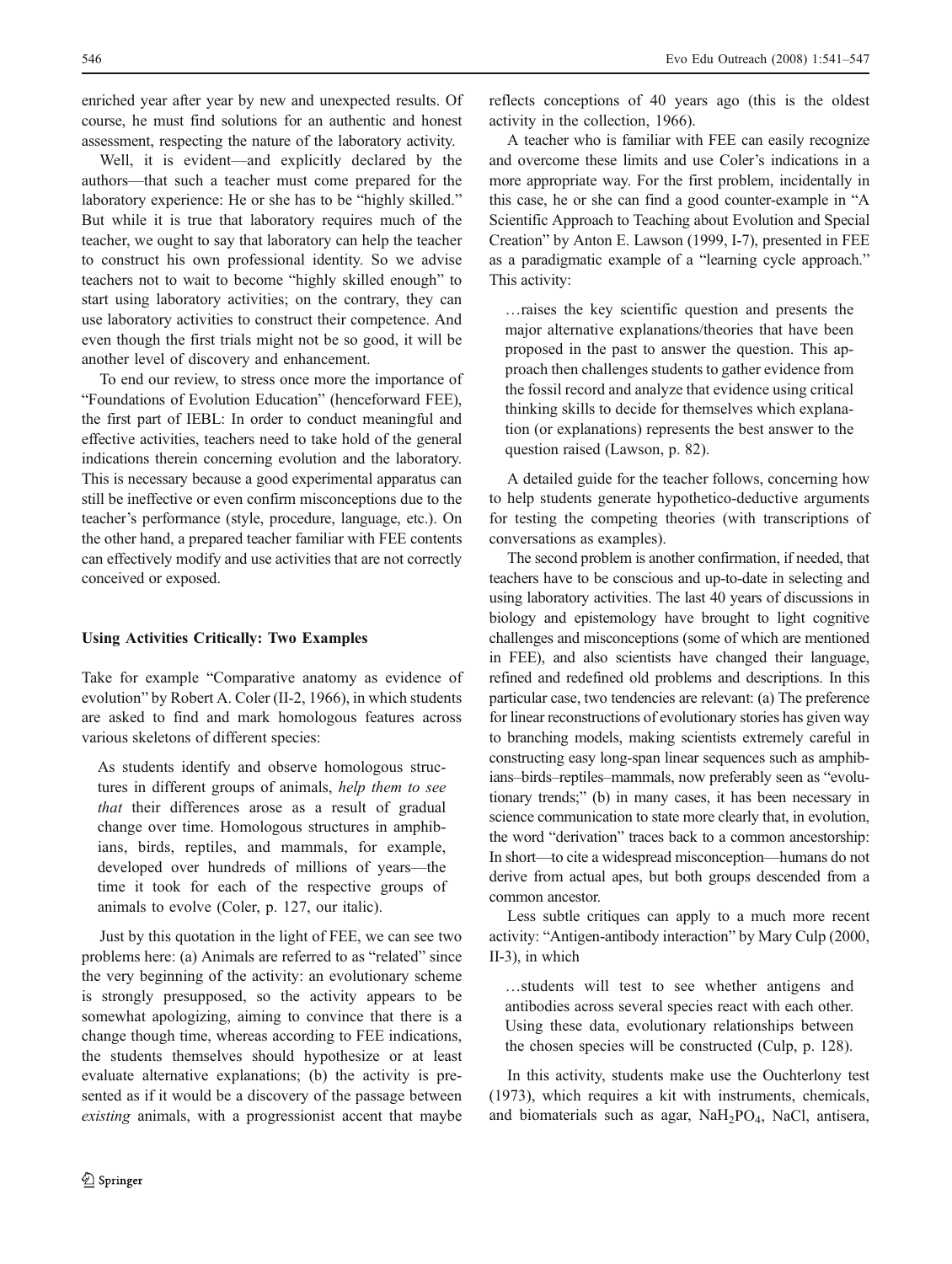enriched year after year by new and unexpected results. Of course, he must find solutions for an authentic and honest assessment, respecting the nature of the laboratory activity.

Well, it is evident—and explicitly declared by the authors—that such a teacher must come prepared for the laboratory experience: He or she has to be "highly skilled." But while it is true that laboratory requires much of the teacher, we ought to say that laboratory can help the teacher to construct his own professional identity. So we advise teachers not to wait to become "highly skilled enough" to start using laboratory activities; on the contrary, they can use laboratory activities to construct their competence. And even though the first trials might not be so good, it will be another level of discovery and enhancement.

To end our review, to stress once more the importance of "Foundations of Evolution Education" (henceforward FEE), the first part of IEBL: In order to conduct meaningful and effective activities, teachers need to take hold of the general indications therein concerning evolution and the laboratory. This is necessary because a good experimental apparatus can still be ineffective or even confirm misconceptions due to the teacher's performance (style, procedure, language, etc.). On the other hand, a prepared teacher familiar with FEE contents can effectively modify and use activities that are not correctly conceived or exposed.

## Using Activities Critically: Two Examples

Take for example "Comparative anatomy as evidence of evolution" by Robert A. Coler (II-2, 1966), in which students are asked to find and mark homologous features across various skeletons of different species:

> As students identify and observe homologous structures in different groups of animals, *help them to see that* their differences arose as a result of gradual change over time. Homologous structures in amphibians, birds, reptiles, and mammals, for example, developed over hundreds of millions of years—the time it took for each of the respective groups of animals to evolve (Coler, p. 127, our italic).

Just by this quotation in the light of FEE, we can see two problems here: (a) Animals are referred to as "related" since the very beginning of the activity: an evolutionary scheme is strongly presupposed, so the activity appears to be somewhat apologizing, aiming to convince that there is a change though time, whereas according to FEE indications, the students themselves should hypothesize or at least evaluate alternative explanations; (b) the activity is presented as if it would be a discovery of the passage between *existing* animals, with a progressionist accent that maybe reflects conceptions of 40 years ago (this is the oldest activity in the collection, 1966).

A teacher who is familiar with FEE can easily recognize and overcome these limits and use Coler's indications in a more appropriate way. For the first problem, incidentally in this case, he or she can find a good counter-example in "A Scientific Approach to Teaching about Evolution and Special Creation" by Anton E. Lawson (1999, I-7), presented in FEE as a paradigmatic example of a "learning cycle approach." This activity:

> …raises the key scientific question and presents the major alternative explanations/theories that have been proposed in the past to answer the question. This approach then challenges students to gather evidence from the fossil record and analyze that evidence using critical thinking skills to decide for themselves which explanation (or explanations) represents the best answer to the question raised (Lawson, p. 82).

A detailed guide for the teacher follows, concerning how to help students generate hypothetico-deductive arguments for testing the competing theories (with transcriptions of conversations as examples).

The second problem is another confirmation, if needed, that teachers have to be conscious and up-to-date in selecting and using laboratory activities. The last 40 years of discussions in biology and epistemology have brought to light cognitive challenges and misconceptions (some of which are mentioned in FEE), and also scientists have changed their language, refined and redefined old problems and descriptions. In this particular case, two tendencies are relevant: (a) The preference for linear reconstructions of evolutionary stories has given way to branching models, making scientists extremely careful in constructing easy long-span linear sequences such as amphibians–birds–reptiles–mammals, now preferably seen as "evolutionary trends;" (b) in many cases, it has been necessary in science communication to state more clearly that, in evolution, the word "derivation" traces back to a common ancestorship: In short—to cite a widespread misconception—humans do not derive from actual apes, but both groups descended from a common ancestor.

Less subtle critiques can apply to a much more recent activity: "Antigen-antibody interaction" by Mary Culp (2000, II-3), in which

> …students will test to see whether antigens and antibodies across several species react with each other. Using these data, evolutionary relationships between the chosen species will be constructed (Culp, p. 128).

In this activity, students make use the Ouchterlony test (1973), which requires a kit with instruments, chemicals, and biomaterials such as agar, $NaH_2PO_4$, NaCl, antisera,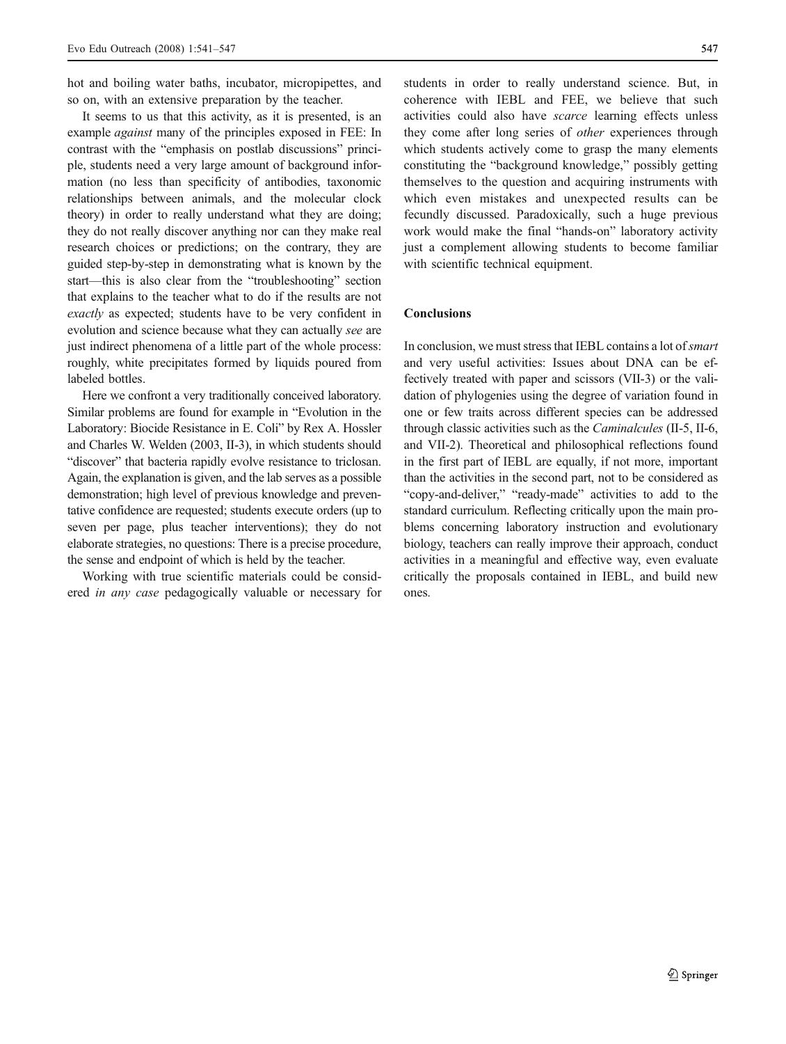hot and boiling water baths, incubator, micropipettes, and so on, with an extensive preparation by the teacher.

It seems to us that this activity, as it is presented, is an example *against* many of the principles exposed in FEE: In contrast with the "emphasis on postlab discussions" principle, students need a very large amount of background information (no less than specificity of antibodies, taxonomic relationships between animals, and the molecular clock theory) in order to really understand what they are doing; they do not really discover anything nor can they make real research choices or predictions; on the contrary, they are guided step-by-step in demonstrating what is known by the start—this is also clear from the "troubleshooting" section that explains to the teacher what to do if the results are not *exactly* as expected; students have to be very confident in evolution and science because what they can actually *see* are just indirect phenomena of a little part of the whole process: roughly, white precipitates formed by liquids poured from labeled bottles.

Here we confront a very traditionally conceived laboratory. Similar problems are found for example in "Evolution in the Laboratory: Biocide Resistance in E. Coli" by Rex A. Hossler and Charles W. Welden (2003, II-3), in which students should "discover" that bacteria rapidly evolve resistance to triclosan. Again, the explanation is given, and the lab serves as a possible demonstration; high level of previous knowledge and preventative confidence are requested; students execute orders (up to seven per page, plus teacher interventions); they do not elaborate strategies, no questions: There is a precise procedure, the sense and endpoint of which is held by the teacher.

Working with true scientific materials could be considered *in any case* pedagogically valuable or necessary for students in order to really understand science. But, in coherence with IEBL and FEE, we believe that such activities could also have *scarce* learning effects unless they come after long series of *other* experiences through which students actively come to grasp the many elements constituting the "background knowledge," possibly getting themselves to the question and acquiring instruments with which even mistakes and unexpected results can be fecundly discussed. Paradoxically, such a huge previous work would make the final "hands-on" laboratory activity just a complement allowing students to become familiar with scientific technical equipment.

## Conclusions

In conclusion, we must stress that IEBL contains a lot of *smart* and very useful activities: Issues about DNA can be effectively treated with paper and scissors (VII-3) or the validation of phylogenies using the degree of variation found in one or few traits across different species can be addressed through classic activities such as the *Caminalcules* (II-5, II-6, and VII-2). Theoretical and philosophical reflections found in the first part of IEBL are equally, if not more, important than the activities in the second part, not to be considered as "copy-and-deliver," "ready-made" activities to add to the standard curriculum. Reflecting critically upon the main problems concerning laboratory instruction and evolutionary biology, teachers can really improve their approach, conduct activities in a meaningful and effective way, even evaluate critically the proposals contained in IEBL, and build new ones.